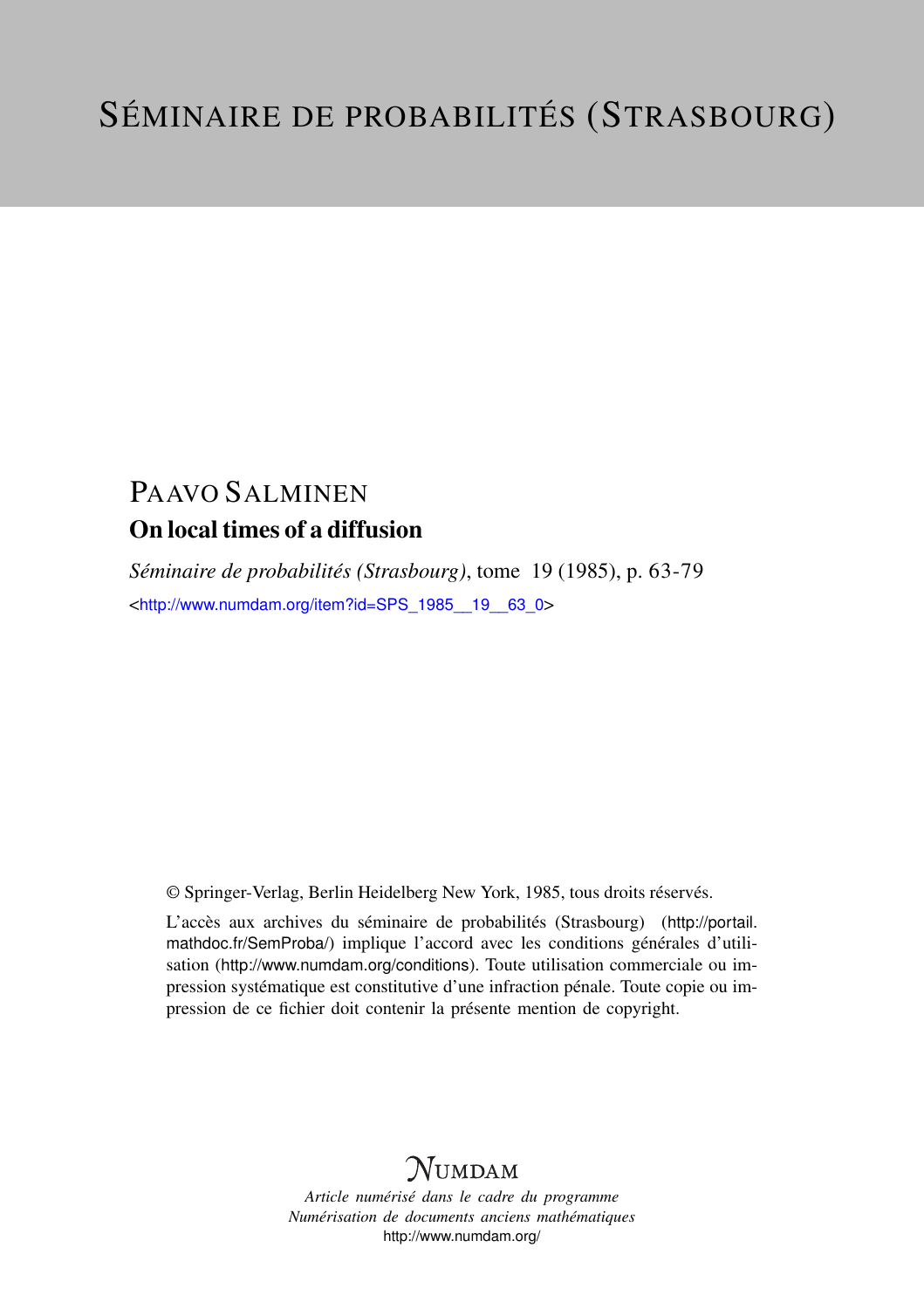# SÉMINAIRE DE PROBABILITÉS (STRASBOURG)

## PAAVO SALMINEN

### On local times of a diffusion

*Séminaire de probabilités (Strasbourg)*, tome 19 (1985), p. 63-79

<http://www.numdam.org/item?id=SPS_1985__19__63_0>

© Springer-Verlag, Berlin Heidelberg New York, 1985, tous droits réservés.

L'accès aux archives du séminaire de probabilités (Strasbourg) (http://portail.mathdoc.fr/SemProba/) implique l'accord avec les conditions générales d'utilisation (http://www.numdam.org/conditions). Toute utilisation commerciale ou impression systématique est constitutive d'une infraction pénale. Toute copie ou impression de ce fichier doit contenir la présente mention de copyright.

NUMDAM

*Article numérisé dans le cadre du programme*
*Numérisation de documents anciens mathématiques*
http://www.numdam.org/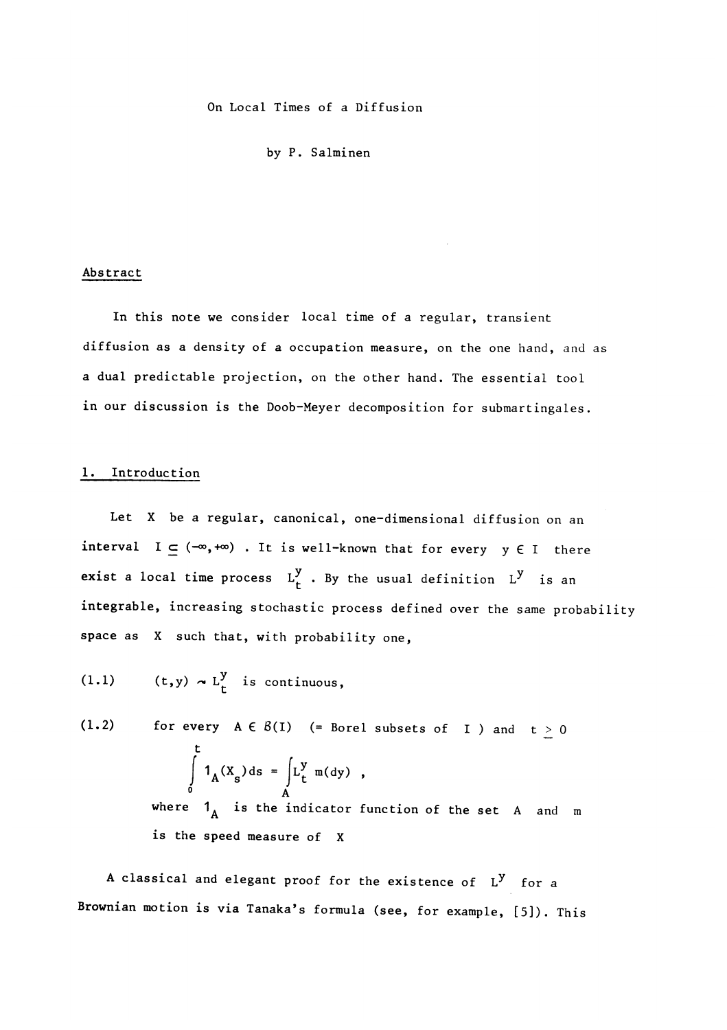On Local Times of a Diffusion

by P. Salminen

## Abstract

In this note we consider local time of a regular, transient diffusion as a density of a occupation measure, on the one hand, and as a dual predictable projection, on the other hand. The essential tool in our discussion is the Doob-Meyer decomposition for submartingales.

## 1. Introduction

Let $X$ be a regular, canonical, one-dimensional diffusion on an interval $I \subseteq (-\infty,+\infty)$ . It is well-known that for every $y \in I$ there exist a local time process $L_t^y$ . By the usual definition $L^y$ is an integrable, increasing stochastic process defined over the same probability space as $X$ such that, with probability one,

(1.1) $\quad (t,y) \rightsquigarrow L_t^y$ is continuous,

(1.2) $\quad$ for every $A \in \mathcal{B}(I)$ (= Borel subsets of $I$ ) and $t \geq 0$

$$\int_0^t 1_A(X_s)\,ds = \int_A L_t^y \, m(dy) \ ,$$

where $1_A$ is the indicator function of the set $A$ and $m$ is the speed measure of $X$

A classical and elegant proof for the existence of $L^y$ for a Brownian motion is via Tanaka's formula (see, for example, [5]). This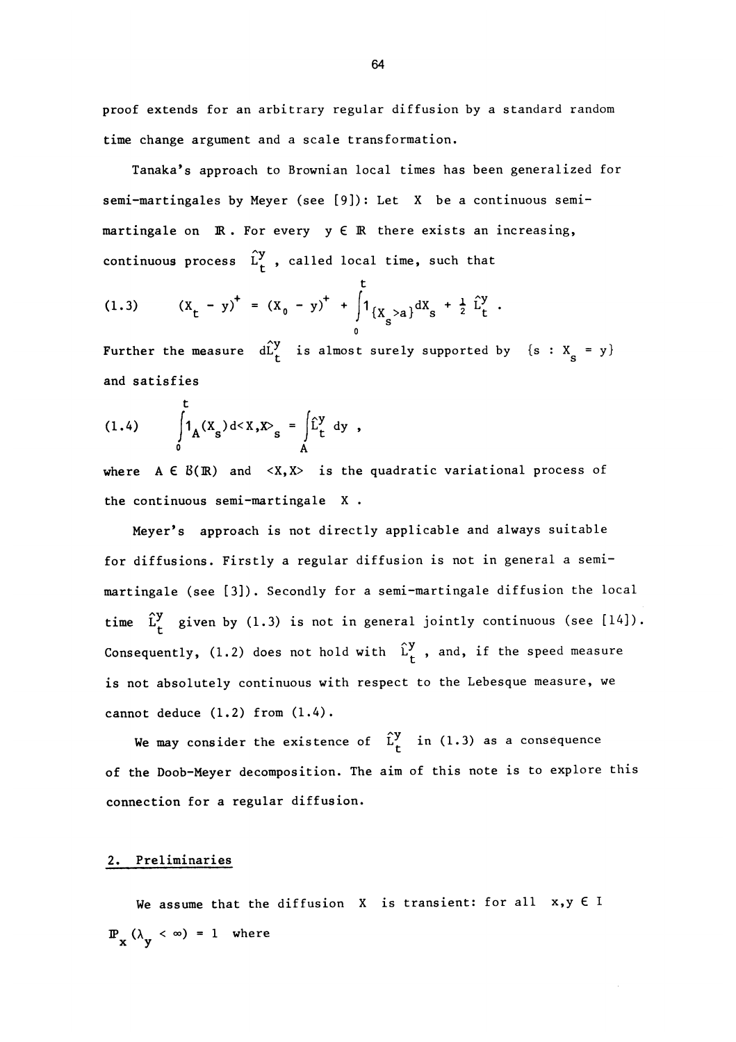proof extends for an arbitrary regular diffusion by a standard random time change argument and a scale transformation.

Tanaka's approach to Brownian local times has been generalized for semi-martingales by Meyer (see [9]): Let $X$ be a continuous semi-martingale on $\mathbb{R}$. For every $y \in \mathbb{R}$ there exists an increasing, continuous process $\hat{L}_t^y$, called local time, such that

$$(1.3) \qquad (X_t - y)^+ = (X_0 - y)^+ + \int_0^t 1_{\{X_s > a\}} dX_s + \frac{1}{2} \hat{L}_t^y .$$

Further the measure $d\hat{L}_t^y$ is almost surely supported by $\{s : X_s = y\}$ and satisfies

$$(1.4) \qquad \int_0^t 1_A(X_s) d\langle X,X\rangle_s = \int_A \hat{L}_t^y \, dy ,$$

where $A \in \mathcal{B}(\mathbb{R})$ and $\langle X,X\rangle$ is the quadratic variational process of the continuous semi-martingale $X$.

Meyer's approach is not directly applicable and always suitable for diffusions. Firstly a regular diffusion is not in general a semi-martingale (see [3]). Secondly for a semi-martingale diffusion the local time $\hat{L}_t^y$ given by (1.3) is not in general jointly continuous (see [14]). Consequently, (1.2) does not hold with $\hat{L}_t^y$, and, if the speed measure is not absolutely continuous with respect to the Lebesque measure, we cannot deduce (1.2) from (1.4).

We may consider the existence of $\hat{L}_t^y$ in (1.3) as a consequence of the Doob-Meyer decomposition. The aim of this note is to explore this connection for a regular diffusion.

## 2. Preliminaries

We assume that the diffusion $X$ is transient: for all $x,y \in I$ $\mathbb{P}_x(\lambda_y < \infty) = 1$ where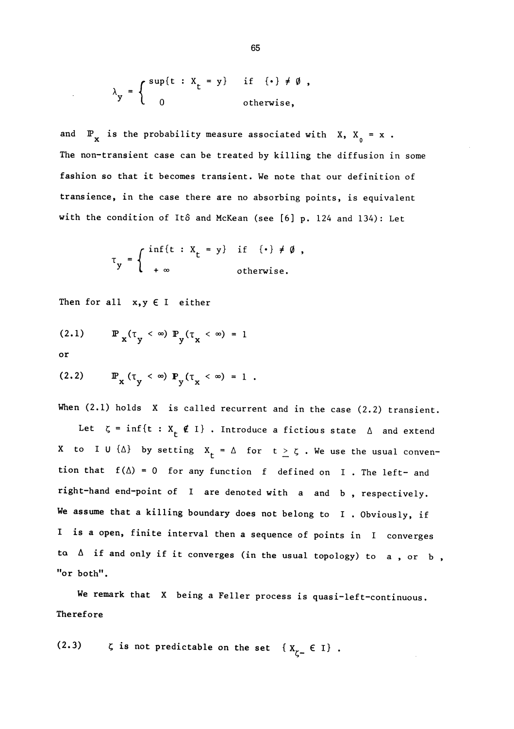$$\lambda_y = \begin{cases} \sup\{t : X_t = y\} & \text{if } \{\cdot\} \neq \emptyset , \\ 0 & \text{otherwise,} \end{cases}$$

and $\mathbb{P}_x$ is the probability measure associated with $X$, $X_0 = x$. The non-transient case can be treated by killing the diffusion in some fashion so that it becomes transient. We note that our definition of transience, in the case there are no absorbing points, is equivalent with the condition of Itô and McKean (see [6] p. 124 and 134): Let

$$\tau_y = \begin{cases} \inf\{t : X_t = y\} & \text{if } \{\cdot\} \neq \emptyset , \\ + \infty & \text{otherwise.} \end{cases}$$

Then for all $x,y \in I$ either

$$\mathbb{P}_x(\tau_y < \infty) \, \mathbb{P}_y(\tau_x < \infty) = 1 \tag{2.1}$$

or

$$\mathbb{P}_x(\tau_y < \infty) \, \mathbb{P}_y(\tau_x < \infty) = 1 \,. \tag{2.2}$$

When (2.1) holds $X$ is called recurrent and in the case (2.2) transient.

Let $\zeta = \inf\{t : X_t \notin I\}$. Introduce a fictious state $\Delta$ and extend $X$ to $I \cup \{\Delta\}$ by setting $X_t = \Delta$ for $t \geq \zeta$. We use the usual convention that $f(\Delta) = 0$ for any function $f$ defined on $I$. The left- and right-hand end-point of $I$ are denoted with $a$ and $b$, respectively. We assume that a killing boundary does not belong to $I$. Obviously, if $I$ is a open, finite interval then a sequence of points in $I$ converges to $\Delta$ if and only if it converges (in the usual topology) to $a$, or $b$, "or both".

We remark that $X$ being a Feller process is quasi-left-continuous. Therefore

(2.3) $\zeta$ is not predictable on the set $\{X_{\zeta-} \in I\}$.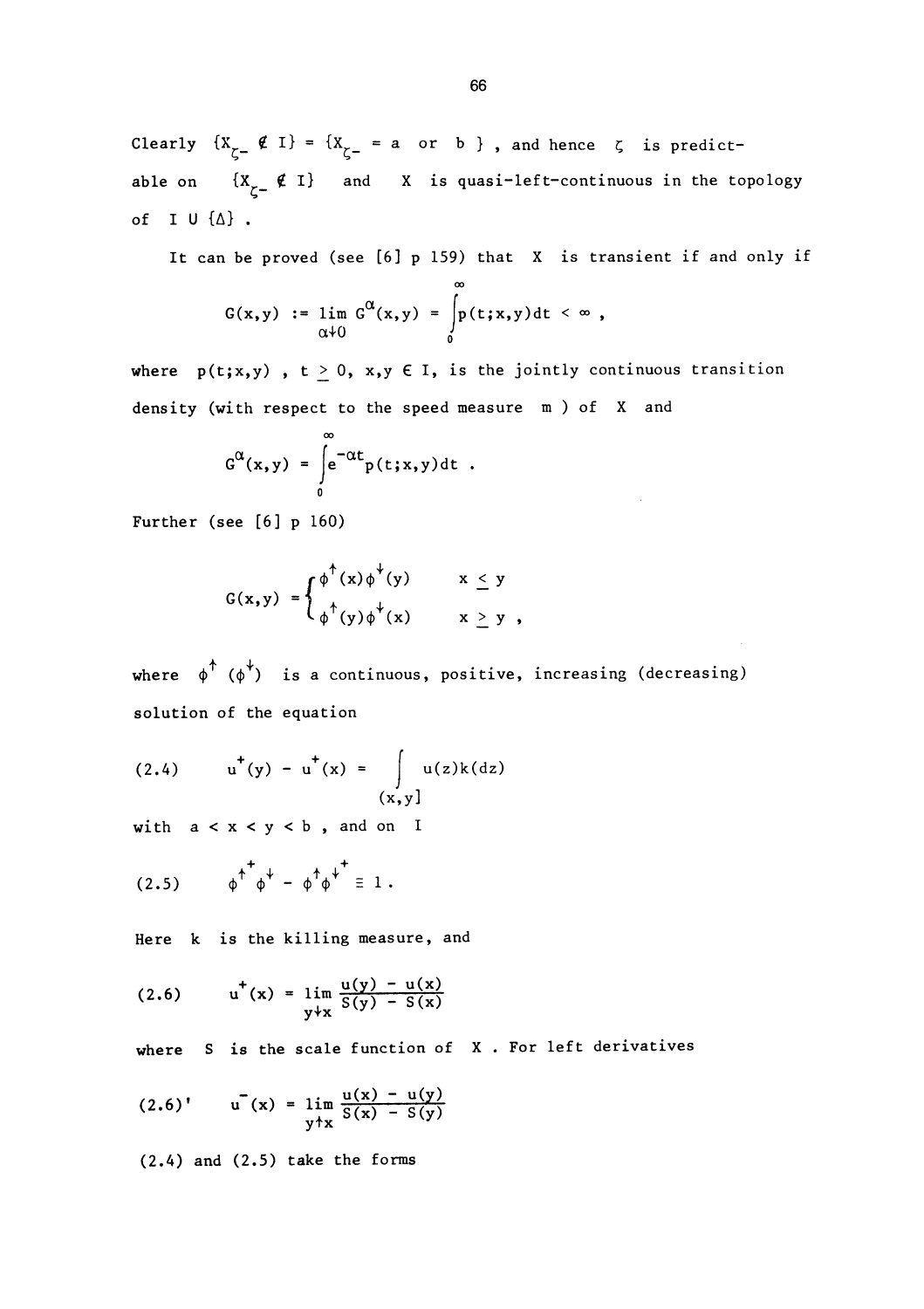Clearly $\{X_{\zeta-} \notin I\} = \{X_{\zeta-} = a \text{ or } b\}$ , and hence $\zeta$ is predictable on $\{X_{\zeta-} \notin I\}$ and $X$ is quasi-left-continuous in the topology of $I \cup \{\Delta\}$ .

It can be proved (see [6] p 159) that $X$ is transient if and only if

$$G(x,y) := \lim_{\alpha \downarrow 0} G^{\alpha}(x,y) = \int_0^{\infty} p(t;x,y)dt < \infty ,$$

where $p(t;x,y)$ , $t \geq 0$, $x,y \in I$, is the jointly continuous transition density (with respect to the speed measure $m$ ) of $X$ and

$$G^{\alpha}(x,y) = \int_0^{\infty} e^{-\alpha t} p(t;x,y)dt .$$

Further (see [6] p 160)

$$G(x,y) = \begin{cases} \phi^{\uparrow}(x)\phi^{\downarrow}(y) & x \leq y \\ \phi^{\uparrow}(y)\phi^{\downarrow}(x) & x \geq y , \end{cases}$$

where $\phi^{\uparrow}$ ($\phi^{\downarrow}$) is a continuous, positive, increasing (decreasing) solution of the equation

$$(2.4) \qquad u^{+}(y) - u^{+}(x) = \int_{(x,y]} u(z)k(dz)$$

with $a < x < y < b$ , and on $I$

$$(2.5) \qquad \phi^{\uparrow +}\phi^{\downarrow} - \phi^{\uparrow}\phi^{\downarrow +} \equiv 1 .$$

Here $k$ is the killing measure, and

$$(2.6) \qquad u^{+}(x) = \lim_{y \downarrow x} \frac{u(y) - u(x)}{S(y) - S(x)}$$

where $S$ is the scale function of $X$ . For left derivatives

$$(2.6)' \qquad u^{-}(x) = \lim_{y \uparrow x} \frac{u(x) - u(y)}{S(x) - S(y)}$$

(2.4) and (2.5) take the forms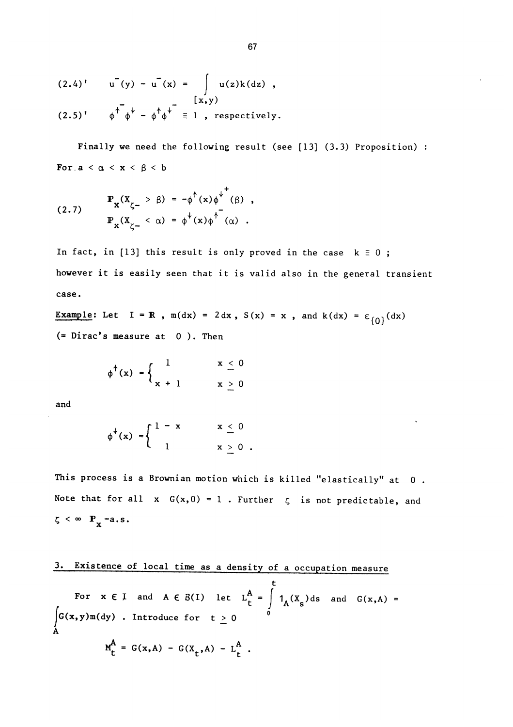$$(2.4)' \qquad u^-(y) - u^-(x) = \int_{[x,y)} u(z)k(dz) \ ,$$

$$(2.5)' \qquad \phi^{\uparrow} \phi^{\downarrow -} - \phi^{\uparrow -}\phi^{\downarrow} \equiv 1 \ , \text{ respectively.}$$

Finally we need the following result (see [13] (3.3) Proposition) : For $a < \alpha < x < \beta < b$

$$(2.7) \qquad \begin{aligned} \mathbf{P}_x(X_{\zeta-} > \beta) &= -\phi^{\uparrow}(x)\phi^{\downarrow +}(\beta) \ , \\ \mathbf{P}_x(X_{\zeta-} < \alpha) &= \phi^{\downarrow}(x)\phi^{\uparrow -}(\alpha) \ . \end{aligned}$$

In fact, in [13] this result is only proved in the case $k \equiv 0$ ; however it is easily seen that it is valid also in the general transient case.

<u>Example</u>: Let $I = \mathbb{R}$ , $m(dx) = 2dx$ , $S(x) = x$ , and $k(dx) = \varepsilon_{\{0\}}(dx)$ (= Dirac's measure at $0$ ). Then

$$\phi^{\uparrow}(x) = \begin{cases} 1 & x \leq 0 \\ x + 1 & x \geq 0 \end{cases}$$

and

$$\phi^{\downarrow}(x) = \begin{cases} 1 - x & x \leq 0 \\ 1 & x \geq 0 \ . \end{cases}$$

This process is a Brownian motion which is killed "elastically" at $0$ . Note that for all $x$ $G(x,0) = 1$ . Further $\zeta$ is not predictable, and $\zeta < \infty$ $\mathbf{P}_x$-a.s.

## 3. Existence of local time as a density of a occupation measure

For $x \in I$ and $A \in \mathcal{B}(I)$ let $L_t^A = \int_0^t 1_A(X_s)ds$ and $G(x,A) = \int_A G(x,y)m(dy)$ . Introduce for $t \geq 0$

$$M_t^A = G(x,A) - G(X_t,A) - L_t^A \ .$$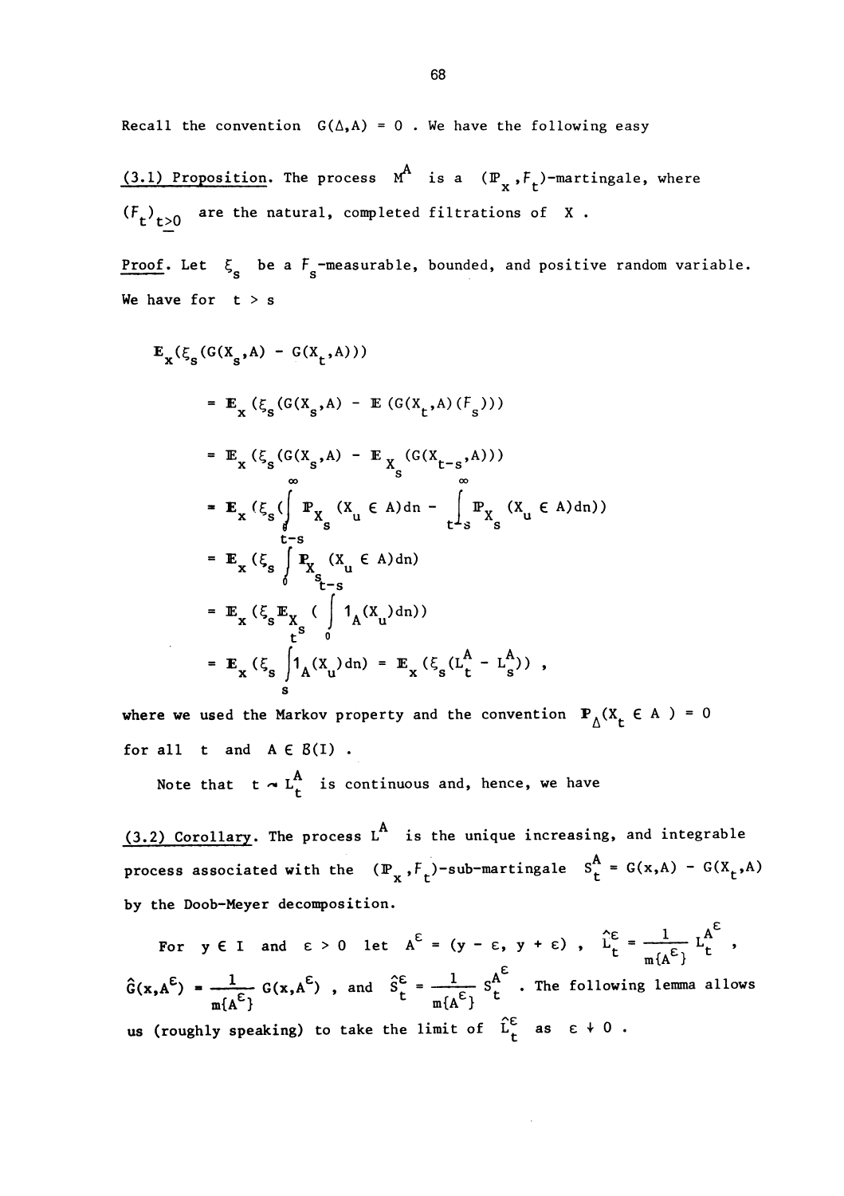Recall the convention $G(\Delta,A) = 0$ . We have the following easy

(3.1) Proposition. The process $M^A$ is a $(\mathbb{P}_x, F_t)$-martingale, where $(F_t)_{t\geq 0}$ are the natural, completed filtrations of $X$ .

Proof. Let $\xi_s$ be a $F_s$-measurable, bounded, and positive random variable. We have for $t > s$

$$\mathbb{E}_x(\xi_s(G(X_s,A) - G(X_t,A)))$$

$$= \mathbb{E}_x(\xi_s(G(X_s,A) - \mathbb{E}(G(X_t,A)(F_s)))$$

$$= \mathbb{E}_x(\xi_s(G(X_s,A) - \mathbb{E}_{X_s}(G(X_{t-s},A)))$$

$$= \mathbb{E}_x(\xi_s(\int_0^\infty \mathbb{P}_{X_s}(X_u \in A)du - \int_{t-s}^\infty \mathbb{P}_{X_s}(X_u \in A)du))$$

$$= \mathbb{E}_x(\xi_s \int_0^{t-s} \mathbb{P}_{X_s}(X_u \in A)du)$$

$$= \mathbb{E}_x(\xi_s \mathbb{E}_{X_s}(\int_0^{t-s} 1_A(X_u)du))$$

$$= \mathbb{E}_x(\xi_s \int_s^t 1_A(X_u)du) = \mathbb{E}_x(\xi_s(L_t^A - L_s^A)) ,$$

where we used the Markov property and the convention $\mathbb{P}_\Delta(X_t \in A) = 0$ for all $t$ and $A \in \mathcal{B}(I)$ .

Note that $t \leadsto L_t^A$ is continuous and, hence, we have

(3.2) Corollary. The process $L^A$ is the unique increasing, and integrable process associated with the $(\mathbb{P}_x, F_t)$-sub-martingale $S_t^A = G(x,A) - G(X_t,A)$ by the Doob-Meyer decomposition.

For $y \in I$ and $\varepsilon > 0$ let $A^\varepsilon = (y - \varepsilon, y + \varepsilon)$ , $\hat{L}_t^\varepsilon = \frac{1}{m\{A^\varepsilon\}} L_t^{A^\varepsilon}$ , $\hat{G}(x,A^\varepsilon) = \frac{1}{m\{A^\varepsilon\}} G(x,A^\varepsilon)$ , and $\hat{S}_t^\varepsilon = \frac{1}{m\{A^\varepsilon\}} S_t^{A^\varepsilon}$ . The following lemma allows us (roughly speaking) to take the limit of $\hat{L}_t^\varepsilon$ as $\varepsilon \downarrow 0$ .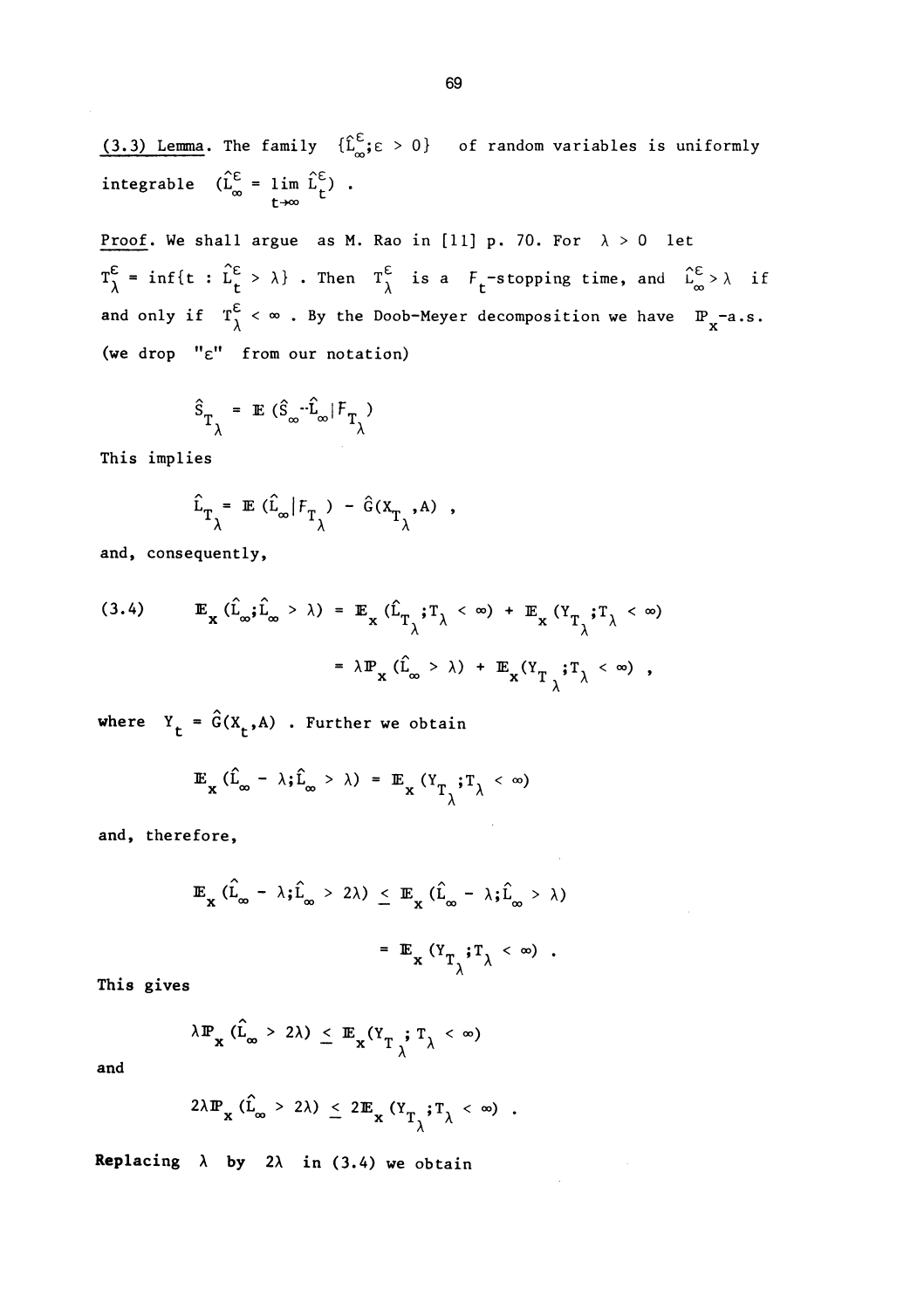**(3.3) Lemma.** The family $\{\hat{L}^{\varepsilon}_{\infty};\varepsilon > 0\}$ of random variables is uniformly integrable $(\hat{L}^{\varepsilon}_{\infty} = \lim_{t\to\infty} \hat{L}^{\varepsilon}_{t})$.

Proof. We shall argue as M. Rao in [11] p. 70. For $\lambda > 0$ let $T^{\varepsilon}_{\lambda} = \inf\{t : \hat{L}^{\varepsilon}_{t} > \lambda\}$. Then $T^{\varepsilon}_{\lambda}$ is a $F_t$-stopping time, and $\hat{L}^{\varepsilon}_{\infty} > \lambda$ if and only if $T^{\varepsilon}_{\lambda} < \infty$. By the Doob-Meyer decomposition we have $\mathbb{P}_x$-a.s. (we drop "$\varepsilon$" from our notation)

$$\hat{S}_{T_\lambda} = \mathbb{E}(\hat{S}_{\infty} - \hat{L}_{\infty} | F_{T_\lambda})$$

This implies

$$\hat{L}_{T_\lambda} = \mathbb{E}(\hat{L}_{\infty} | F_{T_\lambda}) - \hat{G}(X_{T_\lambda}, A),$$

and, consequently,

$$\begin{aligned}
(3.4) \qquad \mathbb{E}_x(\hat{L}_{\infty};\hat{L}_{\infty} > \lambda) &= \mathbb{E}_x(\hat{L}_{T_\lambda};T_\lambda < \infty) + \mathbb{E}_x(Y_{T_\lambda};T_\lambda < \infty) \\
&= \lambda \mathbb{P}_x(\hat{L}_{\infty} > \lambda) + \mathbb{E}_x(Y_{T_\lambda};T_\lambda < \infty),
\end{aligned}$$

where $Y_t = \hat{G}(X_t, A)$. Further we obtain

$$\mathbb{E}_x(\hat{L}_{\infty} - \lambda;\hat{L}_{\infty} > \lambda) = \mathbb{E}_x(Y_{T_\lambda};T_\lambda < \infty)$$

and, therefore,

$$\begin{aligned}
\mathbb{E}_x(\hat{L}_{\infty} - \lambda;\hat{L}_{\infty} > 2\lambda) &\leq \mathbb{E}_x(\hat{L}_{\infty} - \lambda;\hat{L}_{\infty} > \lambda) \\
&= \mathbb{E}_x(Y_{T_\lambda};T_\lambda < \infty).
\end{aligned}$$

This gives

$$\lambda \mathbb{P}_x(\hat{L}_{\infty} > 2\lambda) \leq \mathbb{E}_x(Y_{T_\lambda};T_\lambda < \infty)$$

and

$$2\lambda \mathbb{P}_x(\hat{L}_{\infty} > 2\lambda) \leq 2\mathbb{E}_x(Y_{T_\lambda};T_\lambda < \infty).$$

Replacing $\lambda$ by $2\lambda$ in (3.4) we obtain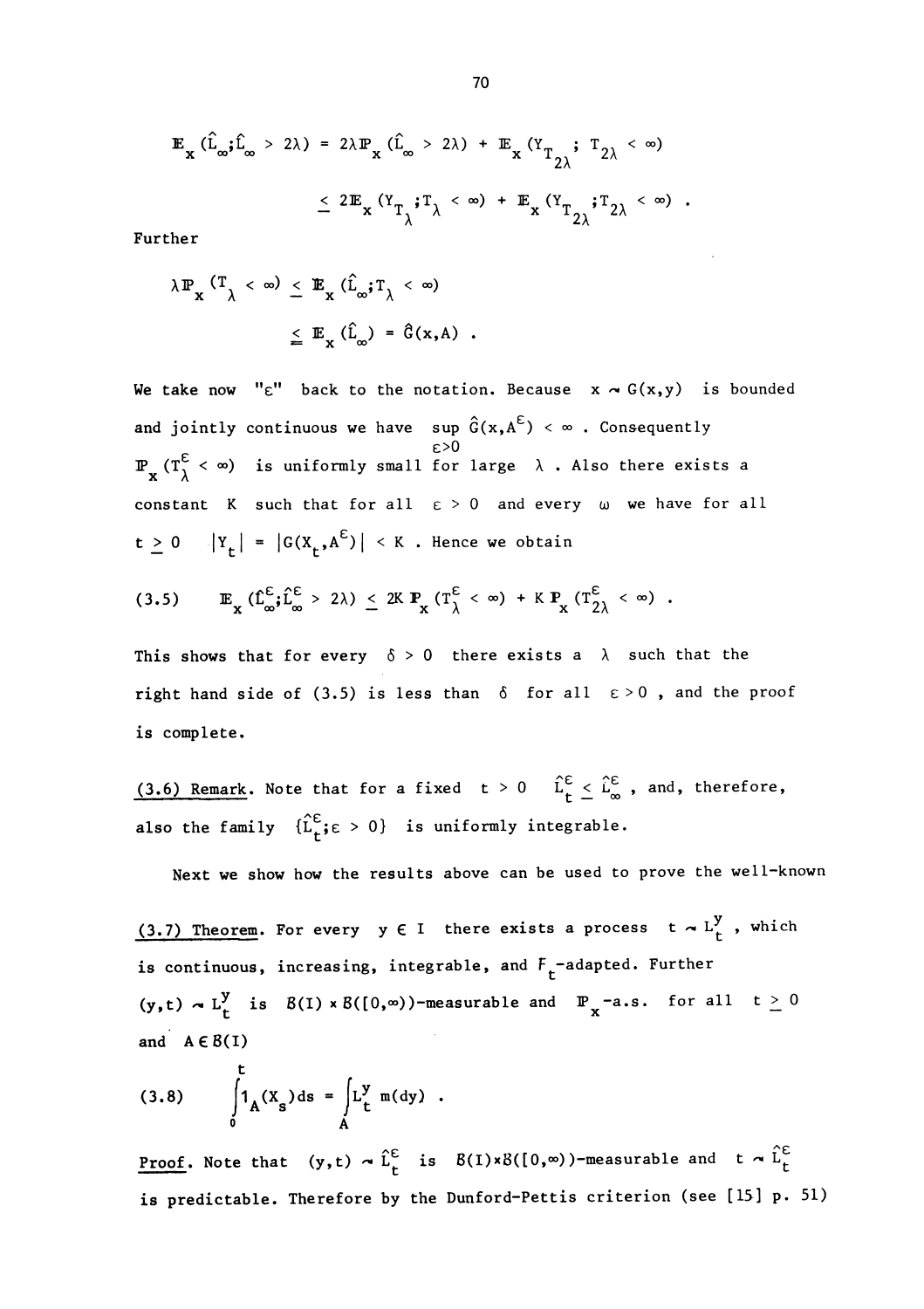$$\mathbb{E}_x(\hat{L}_\infty;\hat{L}_\infty > 2\lambda) = 2\lambda\mathbb{P}_x(\hat{L}_\infty > 2\lambda) + \mathbb{E}_x(Y_{T_{2\lambda}};\ T_{2\lambda} < \infty)$$

$$\leq 2\mathbb{E}_x(Y_{T_\lambda};T_\lambda < \infty) + \mathbb{E}_x(Y_{T_{2\lambda}};T_{2\lambda} < \infty)\ .$$

Further

$$\lambda\mathbb{P}_x(T_\lambda < \infty) \leq \mathbb{E}_x(\hat{L}_\infty;T_\lambda < \infty)$$

$$\leq \mathbb{E}_x(\hat{L}_\infty) = \hat{G}(x,A)\ .$$

We take now "$\varepsilon$" back to the notation. Because $x \sim G(x,y)$ is bounded and jointly continuous we have $\sup_{\varepsilon>0} \hat{G}(x,A^\varepsilon) < \infty$. Consequently $\mathbb{P}_x(T_\lambda^\varepsilon < \infty)$ is uniformly small for large $\lambda$. Also there exists a constant $K$ such that for all $\varepsilon > 0$ and every $\omega$ we have for all $t \geq 0$ $|Y_t| = |G(X_t,A^\varepsilon)| < K$. Hence we obtain

$$\mathbb{E}_x(\hat{L}_\infty^\varepsilon;\hat{L}_\infty^\varepsilon > 2\lambda) \leq 2K\,\mathbb{P}_x(T_\lambda^\varepsilon < \infty) + K\,\mathbb{P}_x(T_{2\lambda}^\varepsilon < \infty)\ . \tag{3.5}$$

This shows that for every $\delta > 0$ there exists a $\lambda$ such that the right hand side of (3.5) is less than $\delta$ for all $\varepsilon > 0$, and the proof is complete.

(3.6) Remark. Note that for a fixed $t > 0$ $\hat{L}_t^\varepsilon \leq \hat{L}_\infty^\varepsilon$, and, therefore, also the family $\{\hat{L}_t^\varepsilon;\varepsilon > 0\}$ is uniformly integrable.

Next we show how the results above can be used to prove the well-known

(3.7) Theorem. For every $y \in I$ there exists a process $t \sim L_t^y$, which is continuous, increasing, integrable, and $F_t$-adapted. Further $(y,t) \sim L_t^y$ is $\mathcal{B}(I) \times \mathcal{B}([0,\infty))$-measurable and $\mathbb{P}_x$-a.s. for all $t \geq 0$ and $A \in \mathcal{B}(I)$

$$\int_0^t 1_A(X_s)ds = \int_A L_t^y\, m(dy)\ . \tag{3.8}$$

Proof. Note that $(y,t) \sim \hat{L}_t^\varepsilon$ is $\mathcal{B}(I)\times\mathcal{B}([0,\infty))$-measurable and $t \sim \hat{L}_t^\varepsilon$ is predictable. Therefore by the Dunford-Pettis criterion (see [15] p. 51)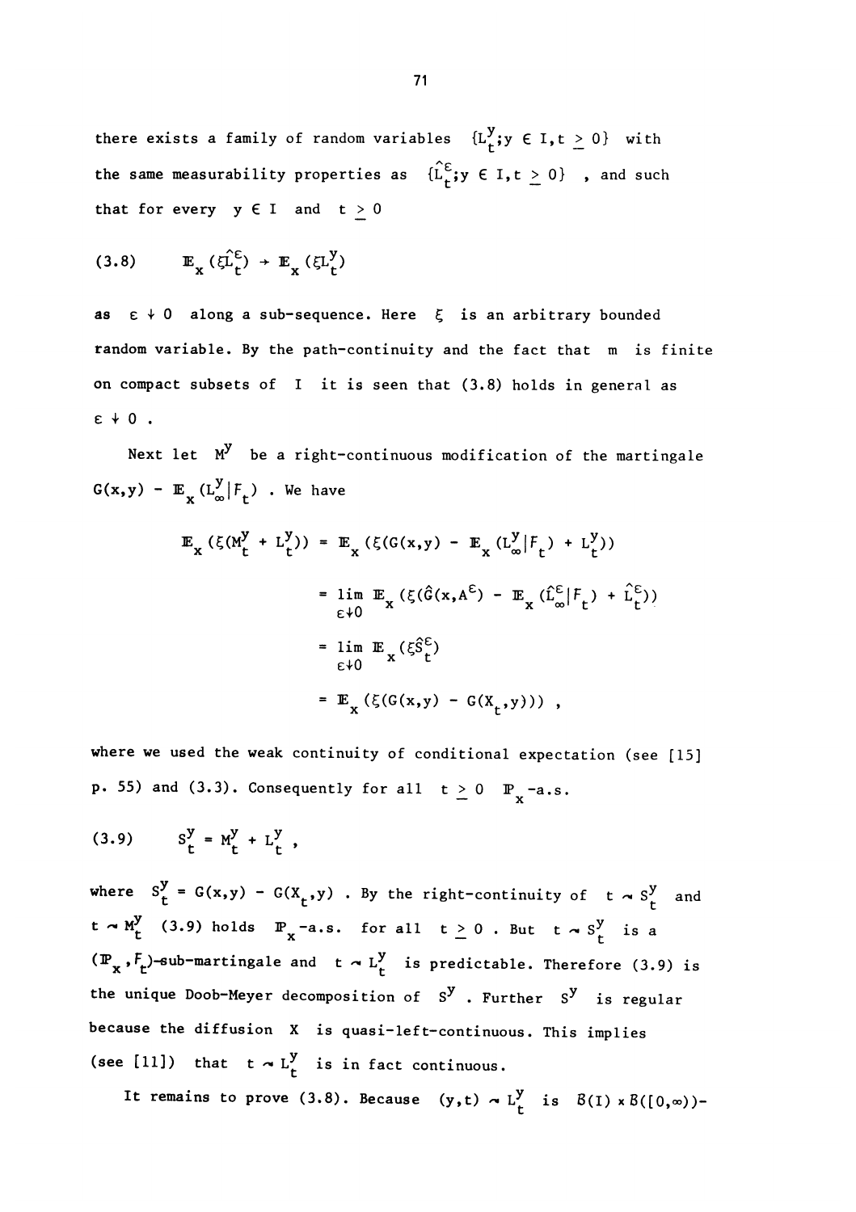there exists a family of random variables $\{L_t^y; y \in I, t \geq 0\}$ with the same measurability properties as $\{\hat{L}_t^\varepsilon; y \in I, t \geq 0\}$ , and such that for every $y \in I$ and $t \geq 0$

$$(3.8) \qquad \mathbb{E}_x(\xi \hat{L}_t^\varepsilon) \to \mathbb{E}_x(\xi L_t^y)$$

as $\varepsilon \downarrow 0$ along a sub-sequence. Here $\xi$ is an arbitrary bounded random variable. By the path-continuity and the fact that $m$ is finite on compact subsets of $I$ it is seen that (3.8) holds in general as $\varepsilon \downarrow 0$ .

Next let $M^y$ be a right-continuous modification of the martingale $G(x,y) - \mathbb{E}_x(L_\infty^y | F_t)$ . We have

$$\begin{aligned}
\mathbb{E}_x(\xi(M_t^y + L_t^y)) &= \mathbb{E}_x(\xi(G(x,y) - \mathbb{E}_x(L_\infty^y | F_t) + L_t^y)) \\
&= \lim_{\varepsilon \downarrow 0} \mathbb{E}_x(\xi(\hat{G}(x,A^\varepsilon) - \mathbb{E}_x(\hat{L}_\infty^\varepsilon | F_t) + \hat{L}_t^\varepsilon)) \\
&= \lim_{\varepsilon \downarrow 0} \mathbb{E}_x(\xi \hat{S}_t^\varepsilon) \\
&= \mathbb{E}_x(\xi(G(x,y) - G(X_t,y))) ,
\end{aligned}$$

where we used the weak continuity of conditional expectation (see [15] p. 55) and (3.3). Consequently for all $t \geq 0$ $\mathbb{P}_x$-a.s.

$$(3.9) \qquad S_t^y = M_t^y + L_t^y ,$$

where $S_t^y = G(x,y) - G(X_t,y)$ . By the right-continuity of $t \rightsquigarrow S_t^y$ and $t \rightsquigarrow M_t^y$ (3.9) holds $\mathbb{P}_x$-a.s. for all $t \geq 0$ . But $t \rightsquigarrow S_t^y$ is a $(\mathbb{P}_x, F_t)$-sub-martingale and $t \rightsquigarrow L_t^y$ is predictable. Therefore (3.9) is the unique Doob-Meyer decomposition of $S^y$ . Further $S^y$ is regular because the diffusion $X$ is quasi-left-continuous. This implies (see [11]) that $t \rightsquigarrow L_t^y$ is in fact continuous.

It remains to prove (3.8). Because $(y,t) \rightsquigarrow L_t^y$ is $\mathcal{B}(I) \times \mathcal{B}([0,\infty))$-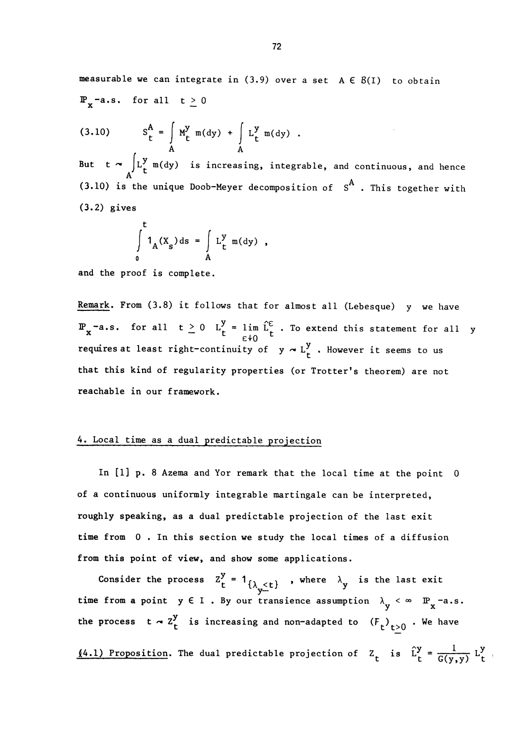measurable we can integrate in (3.9) over a set $A \in \mathcal{B}(I)$ to obtain $\mathbb{P}_x$-a.s. for all $t \geq 0$

$$(3.10) \qquad S_t^A = \int_A M_t^y \, m(dy) + \int_A L_t^y \, m(dy) .$$

But $t \rightsquigarrow \int_A L_t^y \, m(dy)$ is increasing, integrable, and continuous, and hence (3.10) is the unique Doob-Meyer decomposition of $S^A$. This together with (3.2) gives

$$\int_0^t 1_A(X_s) ds = \int_A L_t^y \, m(dy) ,$$

and the proof is complete.

Remark. From (3.8) it follows that for almost all (Lebesgue) $y$ we have $\mathbb{P}_x$-a.s. for all $t \geq 0$ $L_t^y = \lim_{\varepsilon \downarrow 0} \hat{L}_t^\varepsilon$. To extend this statement for all $y$ requires at least right-continuity of $y \rightsquigarrow L_t^y$. However it seems to us that this kind of regularity properties (or Trotter's theorem) are not reachable in our framework.

## 4. Local time as a dual predictable projection

In [1] p. 8 Azema and Yor remark that the local time at the point 0 of a continuous uniformly integrable martingale can be interpreted, roughly speaking, as a dual predictable projection of the last exit time from 0. In this section we study the local times of a diffusion from this point of view, and show some applications.

Consider the process $Z_t^y = 1_{\{\lambda_y \leq t\}}$, where $\lambda_y$ is the last exit time from a point $y \in I$. By our transience assumption $\lambda_y < \infty$ $\mathbb{P}_x$-a.s. the process $t \rightsquigarrow Z_t^y$ is increasing and non-adapted to $(F_t)_{t \geq 0}$. We have

(4.1) Proposition. The dual predictable projection of $Z_t$ is $\hat{L}_t^y = \frac{1}{G(y,y)} L_t^y$.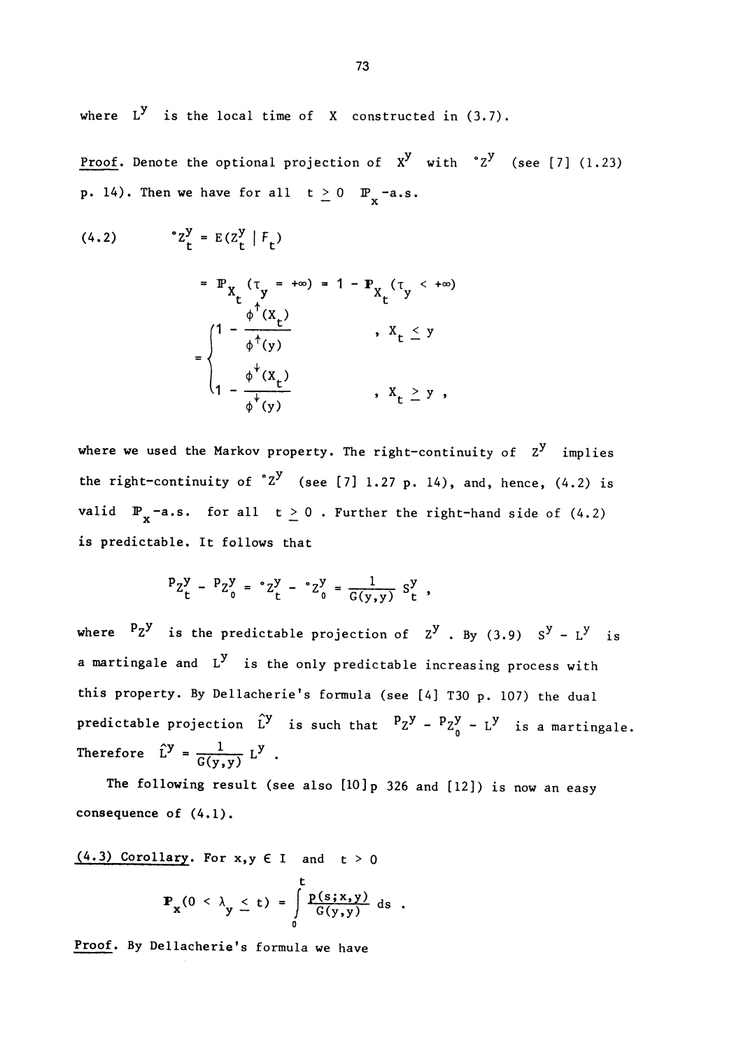where $L^y$ is the local time of $X$ constructed in (3.7).

*Proof.* Denote the optional projection of $X^y$ with ${}^\circ Z^y$ (see [7] (1.23) p. 14). Then we have for all $t \geq 0$ $\mathbb{P}_x$-a.s.

$$(4.2) \qquad {}^\circ Z_t^y = E(Z_t^y \mid F_t)$$

$$= \mathbb{P}_{X_t}(\tau_y = +\infty) = 1 - \mathbb{P}_{X_t}(\tau_y < +\infty)$$

$$= \begin{cases} 1 - \dfrac{\phi^{\uparrow}(X_t)}{\phi^{\uparrow}(y)} & , \; X_t \leq y \\[2ex] 1 - \dfrac{\phi^{\downarrow}(X_t)}{\phi^{\downarrow}(y)} & , \; X_t \geq y \, , \end{cases}$$

where we used the Markov property. The right-continuity of $Z^y$ implies the right-continuity of ${}^\circ Z^y$ (see [7] 1.27 p. 14), and, hence, (4.2) is valid $\mathbb{P}_x$-a.s. for all $t \geq 0$. Further the right-hand side of (4.2) is predictable. It follows that

$${}^p Z_t^y - {}^p Z_0^y = {}^\circ Z_t^y - {}^\circ Z_0^y = \frac{1}{G(y,y)} S_t^y \, ,$$

where ${}^p Z^y$ is the predictable projection of $Z^y$. By (3.9) $S^y - L^y$ is a martingale and $L^y$ is the only predictable increasing process with this property. By Dellacherie's formula (see [4] T30 p. 107) the dual predictable projection $\hat{L}^y$ is such that ${}^p Z^y - {}^p Z_0^y - L^y$ is a martingale. Therefore $\hat{L}^y = \frac{1}{G(y,y)} L^y$.

The following result (see also [10] p 326 and [12]) is now an easy consequence of (4.1).

<u>(4.3) Corollary</u>. For $x, y \in I$ and $t > 0$

$$\mathbb{P}_x(0 < \lambda_y \leq t) = \int_0^t \frac{p(s;x,y)}{G(y,y)} \, ds \, .$$

*Proof.* By Dellacherie's formula we have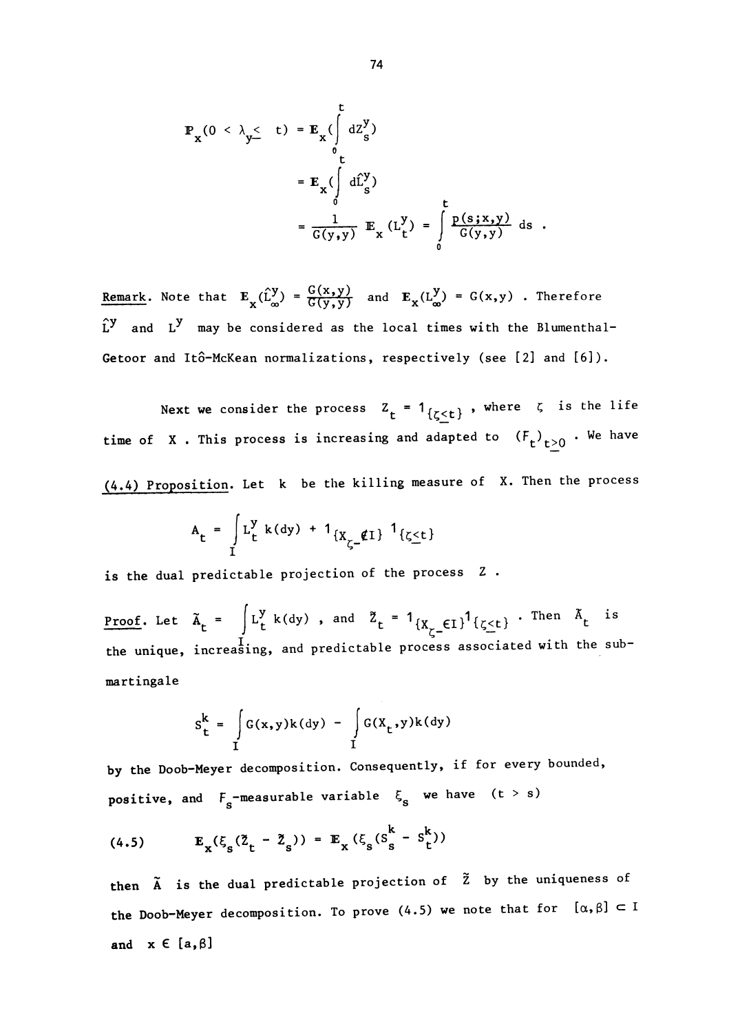$$\mathbb{P}_x(0 < \lambda_y \le t) = \mathbb{E}_x\left(\int_0^t dZ_s^y\right)$$

$$= \mathbb{E}_x\left(\int_0^t d\hat{L}_s^y\right)$$

$$= \frac{1}{G(y,y)}\, \mathbb{E}_x(L_t^y) = \int_0^t \frac{p(s;x,y)}{G(y,y)}\, ds\ .$$

Remark. Note that $\mathbb{E}_x(\hat{L}_\infty^y) = \frac{G(x,y)}{G(y,y)}$ and $\mathbb{E}_x(L_\infty^y) = G(x,y)$ . Therefore $\hat{L}^y$ and $L^y$ may be considered as the local times with the Blumenthal-Getoor and Itô-McKean normalizations, respectively (see [2] and [6]).

Next we consider the process $Z_t = 1_{\{\zeta \le t\}}$ , where $\zeta$ is the life time of $X$ . This process is increasing and adapted to $(F_t)_{t \ge 0}$ . We have

(4.4) Proposition. Let $k$ be the killing measure of $X$. Then the process

$$A_t = \int_I L_t^y\, k(dy) + 1_{\{X_{\zeta-} \notin I\}}\, 1_{\{\zeta \le t\}}$$

is the dual predictable projection of the process $Z$ .

Proof. Let $\tilde{A}_t = \int_I L_t^y\, k(dy)$ , and $\tilde{Z}_t = 1_{\{X_{\zeta-} \in I\}} 1_{\{\zeta \le t\}}$ . Then $\tilde{A}_t$ is the unique, increasing, and predictable process associated with the submartingale

$$S_t^k = \int_I G(x,y)k(dy) - \int_I G(X_t,y)k(dy)$$

by the Doob-Meyer decomposition. Consequently, if for every bounded, positive, and $F_s$-measurable variable $\xi_s$ we have $(t > s)$

$$\mathbb{E}_x(\xi_s(\tilde{Z}_t - \tilde{Z}_s)) = \mathbb{E}_x(\xi_s(S_s^k - S_t^k)) \tag{4.5}$$

then $\tilde{A}$ is the dual predictable projection of $\tilde{Z}$ by the uniqueness of the Doob-Meyer decomposition. To prove (4.5) we note that for $[\alpha,\beta] \subset I$ and $x \in [a,\beta]$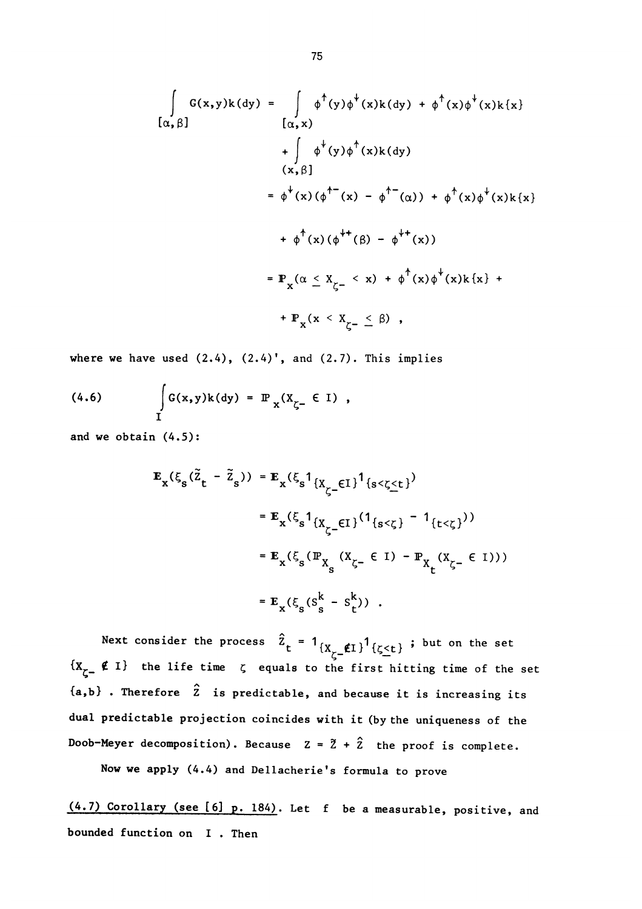$$\int_{[\alpha,\beta]} G(x,y)k(dy) = \int_{[\alpha,x)} \phi^{\uparrow}(y)\phi^{\downarrow}(x)k(dy) + \phi^{\uparrow}(x)\phi^{\downarrow}(x)k\{x\}$$

$$+ \int_{(x,\beta]} \phi^{\downarrow}(y)\phi^{\uparrow}(x)k(dy)$$

$$= \phi^{\downarrow}(x)(\phi^{\uparrow -}(x) - \phi^{\uparrow -}(\alpha)) + \phi^{\uparrow}(x)\phi^{\downarrow}(x)k\{x\}$$

$$+ \phi^{\uparrow}(x)(\phi^{\downarrow +}(\beta) - \phi^{\downarrow +}(x))$$

$$= \mathbb{P}_x(\alpha \leq X_{\zeta-} < x) + \phi^{\uparrow}(x)\phi^{\downarrow}(x)k\{x\} +$$

$$+ \mathbb{P}_x(x < X_{\zeta-} \leq \beta) ,$$

where we have used (2.4), (2.4)', and (2.7). This implies

$$(4.6) \qquad \int_I G(x,y)k(dy) = \mathbb{P}_x(X_{\zeta-} \in I) ,$$

and we obtain (4.5):

$$\mathbb{E}_x(\xi_s(\tilde{Z}_t - \tilde{Z}_s)) = \mathbb{E}_x(\xi_s 1_{\{X_{\zeta-}\in I\}} 1_{\{s<\zeta\leq t\}})$$

$$= \mathbb{E}_x(\xi_s 1_{\{X_{\zeta-}\in I\}}(1_{\{s<\zeta\}} - 1_{\{t<\zeta\}}))$$

$$= \mathbb{E}_x(\xi_s(\mathbb{P}_{X_s}(X_{\zeta-} \in I) - \mathbb{P}_{X_t}(X_{\zeta-} \in I)))$$

$$= \mathbb{E}_x(\xi_s(S^k_s - S^k_t)) .$$

Next consider the process $\hat{Z}_t = 1_{\{X_{\zeta-}\notin I\}} 1_{\{\zeta\leq t\}}$ ; but on the set $\{X_{\zeta-} \notin I\}$ the life time $\zeta$ equals to the first hitting time of the set $\{a,b\}$ . Therefore $\hat{Z}$ is predictable, and because it is increasing its dual predictable projection coincides with it (by the uniqueness of the Doob-Meyer decomposition). Because $Z = \tilde{Z} + \hat{Z}$ the proof is complete.

Now we apply (4.4) and Dellacherie's formula to prove

<u>(4.7) Corollary (see [6] p. 184)</u>. Let $f$ be a measurable, positive, and bounded function on $I$ . Then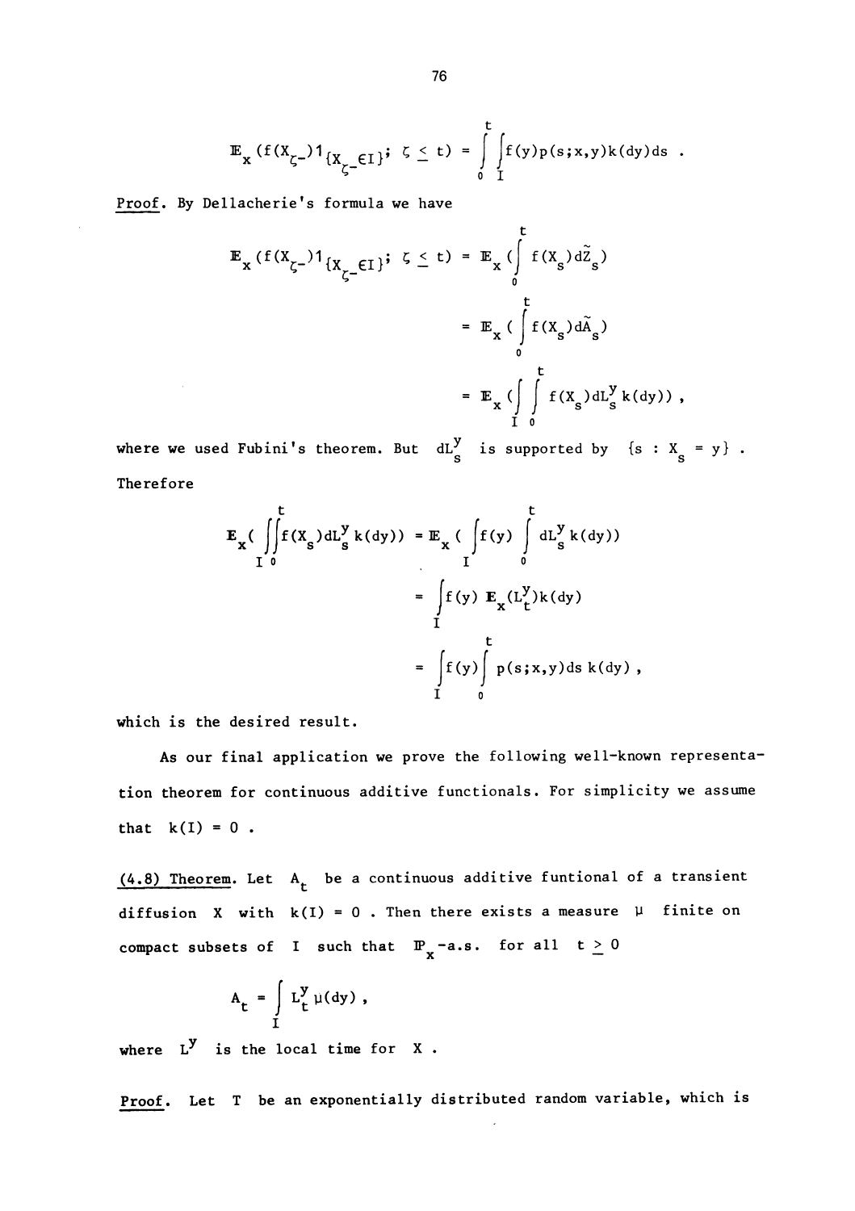$$\mathbb{E}_x(f(X_{\zeta-})1_{\{X_{\zeta-}\in I\}};\ \zeta \leq t) = \int_0^t \int_I f(y)p(s;x,y)k(dy)ds\ .$$

Proof. By Dellacherie's formula we have

$$\begin{aligned}
\mathbb{E}_x(f(X_{\zeta-})1_{\{X_{\zeta-}\in I\}};\ \zeta \leq t) &= \mathbb{E}_x\Big(\int_0^t f(X_s)d\tilde{Z}_s\Big) \\
&= \mathbb{E}_x\Big(\int_0^t f(X_s)d\tilde{A}_s\Big) \\
&= \mathbb{E}_x\Big(\int_I \int_0^t f(X_s)dL_s^y\,k(dy)\Big)\ ,
\end{aligned}$$

where we used Fubini's theorem. But $dL_s^y$ is supported by $\{s : X_s = y\}$. Therefore

$$\begin{aligned}
\mathbb{E}_x\Big(\int_I\int_0^t f(X_s)dL_s^y\,k(dy)\Big) &= \mathbb{E}_x\Big(\int_I f(y)\int_0^t dL_s^y\,k(dy)\Big) \\
&= \int_I f(y)\ \mathbb{E}_x(L_t^y)k(dy) \\
&= \int_I f(y)\int_0^t p(s;x,y)ds\ k(dy)\ ,
\end{aligned}$$

which is the desired result.

As our final application we prove the following well-known representation theorem for continuous additive functionals. For simplicity we assume that $k(I) = 0$.

(4.8) Theorem. Let $A_t$ be a continuous additive funtional of a transient diffusion $X$ with $k(I) = 0$. Then there exists a measure $\mu$ finite on compact subsets of $I$ such that $\mathbb{P}_x$-a.s. for all $t \geq 0$

$$A_t = \int_I L_t^y\,\mu(dy)\ ,$$

where $L^y$ is the local time for $X$.

Proof. Let $T$ be an exponentially distributed random variable, which is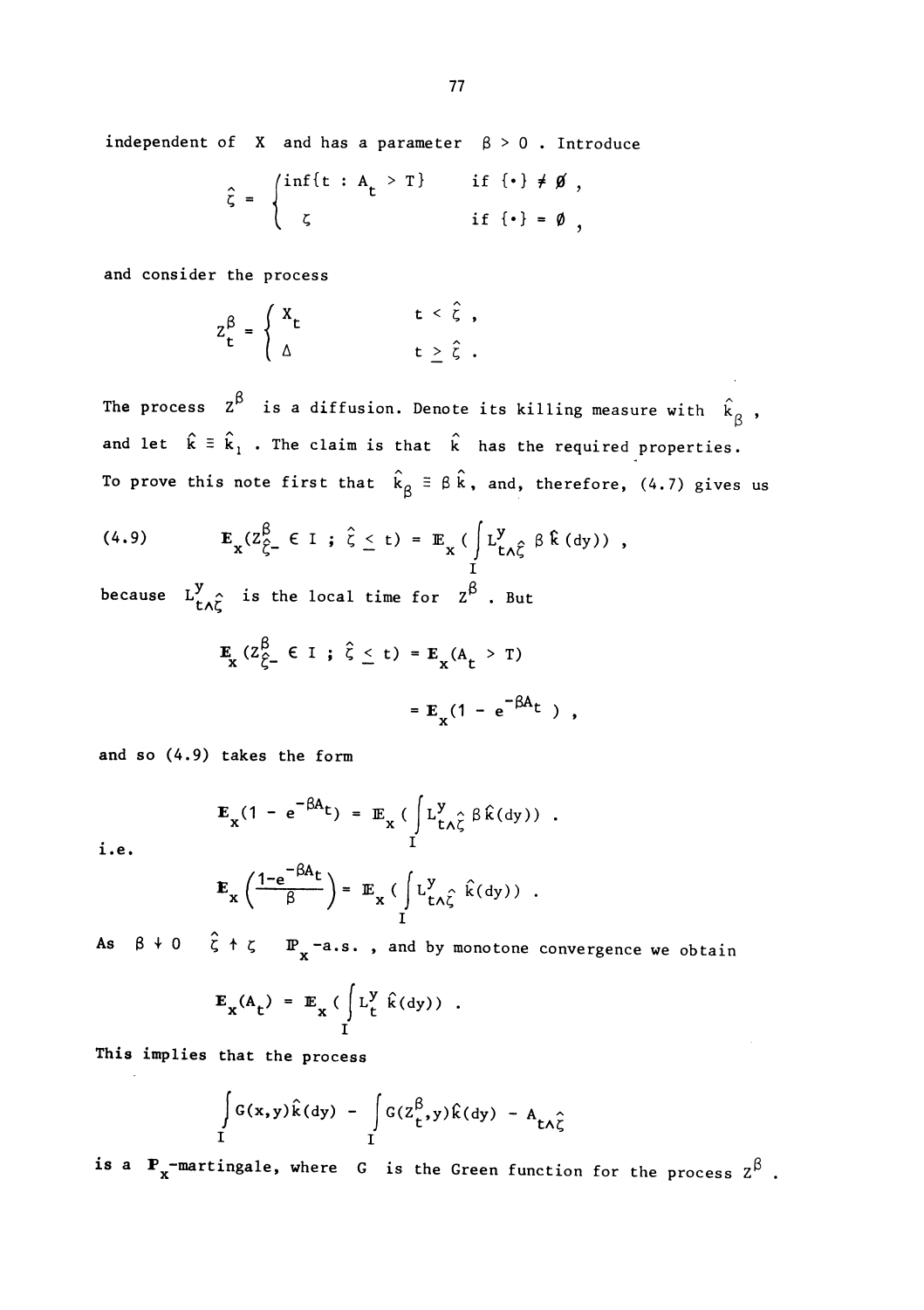independent of $X$ and has a parameter $\beta > 0$ . Introduce

$$\hat{\zeta} = \begin{cases} \inf\{t : A_t > T\} & \text{if } \{\cdot\} \neq \emptyset , \\ \zeta & \text{if } \{\cdot\} = \emptyset , \end{cases}$$

and consider the process

$$Z_t^\beta = \begin{cases} X_t & t < \hat{\zeta} , \\ \Delta & t \geq \hat{\zeta} . \end{cases}$$

The process $Z^\beta$ is a diffusion. Denote its killing measure with $\hat{k}_\beta$ , and let $\hat{k} \equiv \hat{k}_1$ . The claim is that $\hat{k}$ has the required properties. To prove this note first that $\hat{k}_\beta \equiv \beta \hat{k}$, and, therefore, (4.7) gives us

$$(4.9) \qquad \mathbf{E}_x(Z_{\hat{\zeta}-}^\beta \in I \; ; \; \hat{\zeta} \leq t) = \mathbb{E}_x\left(\int_I L_{t\wedge\hat{\zeta}}^y \, \beta \, \hat{k}(dy)\right) ,$$

because $L_{t\wedge\hat{\zeta}}^y$ is the local time for $Z^\beta$ . But

$$\mathbf{E}_x(Z_{\hat{\zeta}-}^\beta \in I \; ; \; \hat{\zeta} \leq t) = \mathbf{E}_x(A_t > T)$$

$$= \mathbf{E}_x(1 - e^{-\beta A_t}) ,$$

and so (4.9) takes the form

$$\mathbf{E}_x(1 - e^{-\beta A_t}) = \mathbb{E}_x\left(\int_I L_{t\wedge\hat{\zeta}}^y \, \beta \hat{k}(dy)\right) .$$

i.e.

$$\mathbf{E}_x\left(\frac{1-e^{-\beta A_t}}{\beta}\right) = \mathbb{E}_x\left(\int_I L_{t\wedge\hat{\zeta}}^y \, \hat{k}(dy)\right) .$$

As $\beta \downarrow 0$ $\hat{\zeta} \uparrow \zeta$ $\mathbb{P}_x$-a.s. , and by monotone convergence we obtain

$$\mathbf{E}_x(A_t) = \mathbb{E}_x\left(\int_I L_t^y \, \hat{k}(dy)\right) .$$

This implies that the process

$$\int_I G(x,y)\hat{k}(dy) - \int_I G(Z_t^\beta,y)\hat{k}(dy) - A_{t\wedge\hat{\zeta}}$$

is a $\mathbf{P}_x$-martingale, where $G$ is the Green function for the process $Z^\beta$ .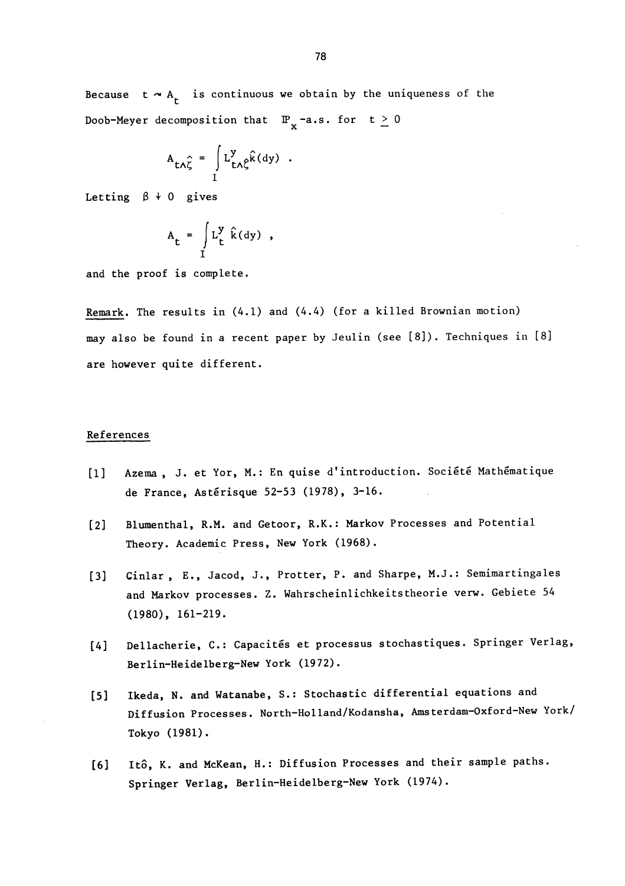Because $t \rightsquigarrow A_t$ is continuous we obtain by the uniqueness of the Doob-Meyer decomposition that $\mathbb{P}_x$-a.s. for $t \geq 0$

$$A_{t\wedge\hat{\zeta}} = \int_I L^y_{t\wedge\hat{\zeta}} \hat{k}(dy) \ .$$

Letting $\beta \downarrow 0$ gives

$$A_t = \int_I L^y_t \, \hat{k}(dy) \ ,$$

and the proof is complete.

Remark. The results in (4.1) and (4.4) (for a killed Brownian motion) may also be found in a recent paper by Jeulin (see [8]). Techniques in [8] are however quite different.

## References

[1] Azema , J. et Yor, M.: En quise d'introduction. Société Mathématique de France, Astérisque 52-53 (1978), 3-16.

[2] Blumenthal, R.M. and Getoor, R.K.: Markov Processes and Potential Theory. Academic Press, New York (1968).

[3] Cinlar , E., Jacod, J., Protter, P. and Sharpe, M.J.: Semimartingales and Markov processes. Z. Wahrscheinlichkeitstheorie verw. Gebiete 54 (1980), 161-219.

[4] Dellacherie, C.: Capacités et processus stochastiques. Springer Verlag, Berlin-Heidelberg-New York (1972).

[5] Ikeda, N. and Watanabe, S.: Stochastic differential equations and Diffusion Processes. North-Holland/Kodansha, Amsterdam-Oxford-New York/ Tokyo (1981).

[6] Itô, K. and McKean, H.: Diffusion Processes and their sample paths. Springer Verlag, Berlin-Heidelberg-New York (1974).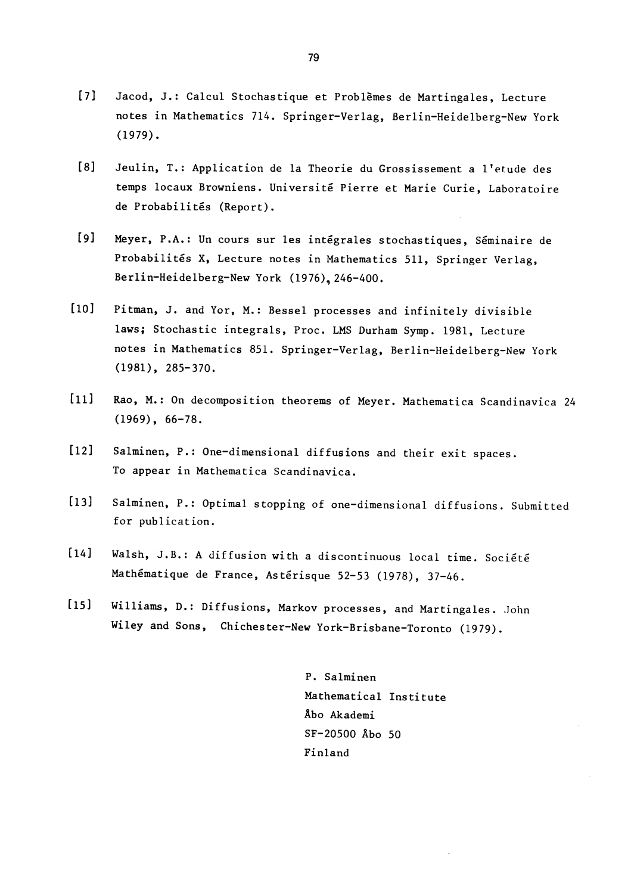[7] Jacod, J.: Calcul Stochastique et Problèmes de Martingales, Lecture notes in Mathematics 714. Springer-Verlag, Berlin-Heidelberg-New York (1979).

[8] Jeulin, T.: Application de la Theorie du Grossissement a l'etude des temps locaux Browniens. Université Pierre et Marie Curie, Laboratoire de Probabilités (Report).

[9] Meyer, P.A.: Un cours sur les intégrales stochastiques, Séminaire de Probabilités X, Lecture notes in Mathematics 511, Springer Verlag, Berlin-Heidelberg-New York (1976), 246-400.

[10] Pitman, J. and Yor, M.: Bessel processes and infinitely divisible laws; Stochastic integrals, Proc. LMS Durham Symp. 1981, Lecture notes in Mathematics 851. Springer-Verlag, Berlin-Heidelberg-New York (1981), 285-370.

[11] Rao, M.: On decomposition theorems of Meyer. Mathematica Scandinavica 24 (1969), 66-78.

[12] Salminen, P.: One-dimensional diffusions and their exit spaces. To appear in Mathematica Scandinavica.

[13] Salminen, P.: Optimal stopping of one-dimensional diffusions. Submitted for publication.

[14] Walsh, J.B.: A diffusion with a discontinuous local time. Société Mathématique de France, Astérisque 52-53 (1978), 37-46.

[15] Williams, D.: Diffusions, Markov processes, and Martingales. John Wiley and Sons, Chichester-New York-Brisbane-Toronto (1979).

P. Salminen  
Mathematical Institute  
Åbo Akademi  
SF-20500 Åbo 50  
Finland